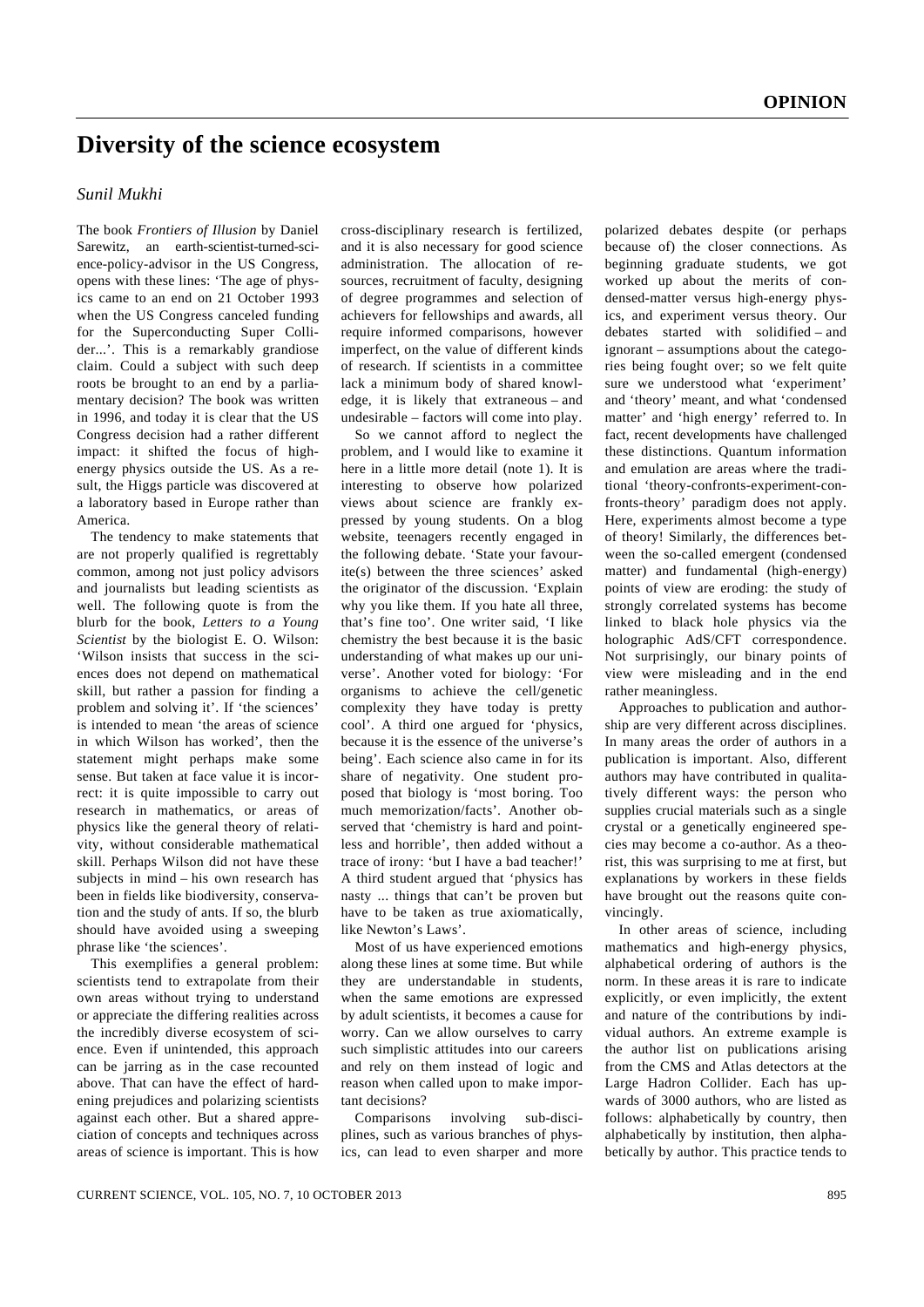# Diversity of the science ecosystem

*Sunil Mukhi*

The book *Frontiers of Illusion* by Daniel Sarewitz, an earth-scientist-turned-science-policy-advisor in the US Congress, opens with these lines: 'The age of physics came to an end on 21 October 1993 when the US Congress canceled funding for the Superconducting Super Collider...'. This is a remarkably grandiose claim. Could a subject with such deep roots be brought to an end by a parliamentary decision? The book was written in 1996, and today it is clear that the US Congress decision had a rather different impact: it shifted the focus of high-energy physics outside the US. As a result, the Higgs particle was discovered at a laboratory based in Europe rather than America.

The tendency to make statements that are not properly qualified is regrettably common, among not just policy advisors and journalists but leading scientists as well. The following quote is from the blurb for the book, *Letters to a Young Scientist* by the biologist E. O. Wilson: 'Wilson insists that success in the sciences does not depend on mathematical skill, but rather a passion for finding a problem and solving it'. If 'the sciences' is intended to mean 'the areas of science in which Wilson has worked', then the statement might perhaps make some sense. But taken at face value it is incorrect: it is quite impossible to carry out research in mathematics, or areas of physics like the general theory of relativity, without considerable mathematical skill. Perhaps Wilson did not have these subjects in mind – his own research has been in fields like biodiversity, conservation and the study of ants. If so, the blurb should have avoided using a sweeping phrase like 'the sciences'.

This exemplifies a general problem: scientists tend to extrapolate from their own areas without trying to understand or appreciate the differing realities across the incredibly diverse ecosystem of science. Even if unintended, this approach can be jarring as in the case recounted above. That can have the effect of hardening prejudices and polarizing scientists against each other. But a shared appreciation of concepts and techniques across areas of science is important. This is how cross-disciplinary research is fertilized, and it is also necessary for good science administration. The allocation of resources, recruitment of faculty, designing of degree programmes and selection of achievers for fellowships and awards, all require informed comparisons, however imperfect, on the value of different kinds of research. If scientists in a committee lack a minimum body of shared knowledge, it is likely that extraneous – and undesirable – factors will come into play.

So we cannot afford to neglect the problem, and I would like to examine it here in a little more detail (note 1). It is interesting to observe how polarized views about science are frankly expressed by young students. On a blog website, teenagers recently engaged in the following debate. 'State your favourite(s) between the three sciences' asked the originator of the discussion. 'Explain why you like them. If you hate all three, that's fine too'. One writer said, 'I like chemistry the best because it is the basic understanding of what makes up our universe'. Another voted for biology: 'For organisms to achieve the cell/genetic complexity they have today is pretty cool'. A third one argued for 'physics, because it is the essence of the universe's being'. Each science also came in for its share of negativity. One student proposed that biology is 'most boring. Too much memorization/facts'. Another observed that 'chemistry is hard and pointless and horrible', then added without a trace of irony: 'but I have a bad teacher!' A third student argued that 'physics has nasty ... things that can't be proven but have to be taken as true axiomatically, like Newton's Laws'.

Most of us have experienced emotions along these lines at some time. But while they are understandable in students, when the same emotions are expressed by adult scientists, it becomes a cause for worry. Can we allow ourselves to carry such simplistic attitudes into our careers and rely on them instead of logic and reason when called upon to make important decisions?

Comparisons involving sub-disciplines, such as various branches of physics, can lead to even sharper and more polarized debates despite (or perhaps because of) the closer connections. As beginning graduate students, we got worked up about the merits of condensed-matter versus high-energy physics, and experiment versus theory. Our debates started with solidified – and ignorant – assumptions about the categories being fought over; so we felt quite sure we understood what 'experiment' and 'theory' meant, and what 'condensed matter' and 'high energy' referred to. In fact, recent developments have challenged these distinctions. Quantum information and emulation are areas where the traditional 'theory-confronts-experiment-confronts-theory' paradigm does not apply. Here, experiments almost become a type of theory! Similarly, the differences between the so-called emergent (condensed matter) and fundamental (high-energy) points of view are eroding: the study of strongly correlated systems has become linked to black hole physics via the holographic AdS/CFT correspondence. Not surprisingly, our binary points of view were misleading and in the end rather meaningless.

Approaches to publication and authorship are very different across disciplines. In many areas the order of authors in a publication is important. Also, different authors may have contributed in qualitatively different ways: the person who supplies crucial materials such as a single crystal or a genetically engineered species may become a co-author. As a theorist, this was surprising to me at first, but explanations by workers in these fields have brought out the reasons quite convincingly.

In other areas of science, including mathematics and high-energy physics, alphabetical ordering of authors is the norm. In these areas it is rare to indicate explicitly, or even implicitly, the extent and nature of the contributions by individual authors. An extreme example is the author list on publications arising from the CMS and Atlas detectors at the Large Hadron Collider. Each has upwards of 3000 authors, who are listed as follows: alphabetically by country, then alphabetically by institution, then alphabetically by author. This practice tends to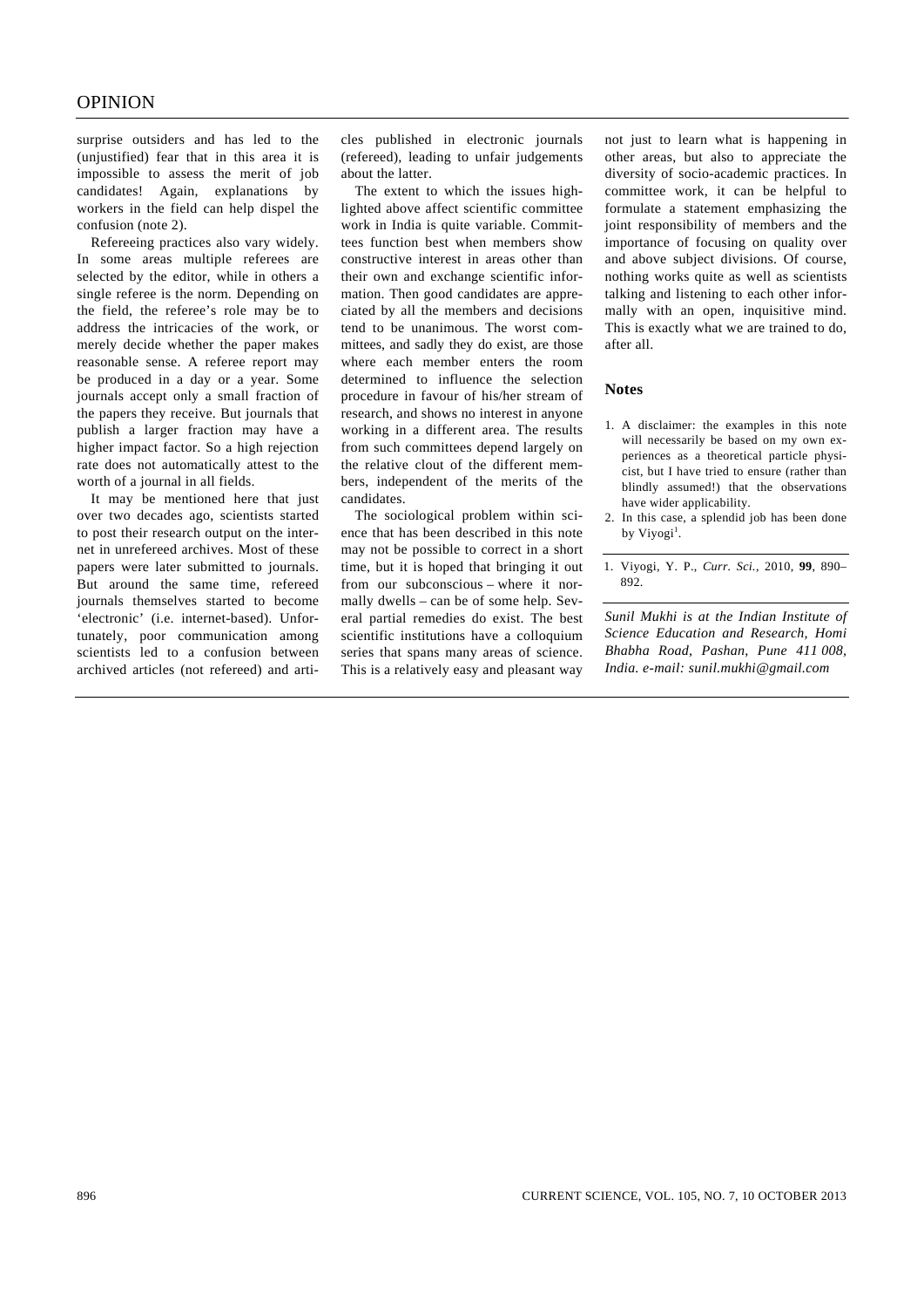surprise outsiders and has led to the (unjustified) fear that in this area it is impossible to assess the merit of job candidates! Again, explanations by workers in the field can help dispel the confusion (note 2).

Refereeing practices also vary widely. In some areas multiple referees are selected by the editor, while in others a single referee is the norm. Depending on the field, the referee's role may be to address the intricacies of the work, or merely decide whether the paper makes reasonable sense. A referee report may be produced in a day or a year. Some journals accept only a small fraction of the papers they receive. But journals that publish a larger fraction may have a higher impact factor. So a high rejection rate does not automatically attest to the worth of a journal in all fields.

It may be mentioned here that just over two decades ago, scientists started to post their research output on the internet in unrefereed archives. Most of these papers were later submitted to journals. But around the same time, refereed journals themselves started to become 'electronic' (i.e. internet-based). Unfortunately, poor communication among scientists led to a confusion between archived articles (not refereed) and articles published in electronic journals (refereed), leading to unfair judgements about the latter.

The extent to which the issues highlighted above affect scientific committee work in India is quite variable. Committees function best when members show constructive interest in areas other than their own and exchange scientific information. Then good candidates are appreciated by all the members and decisions tend to be unanimous. The worst committees, and sadly they do exist, are those where each member enters the room determined to influence the selection procedure in favour of his/her stream of research, and shows no interest in anyone working in a different area. The results from such committees depend largely on the relative clout of the different members, independent of the merits of the candidates.

The sociological problem within science that has been described in this note may not be possible to correct in a short time, but it is hoped that bringing it out from our subconscious – where it normally dwells – can be of some help. Several partial remedies do exist. The best scientific institutions have a colloquium series that spans many areas of science. This is a relatively easy and pleasant way not just to learn what is happening in other areas, but also to appreciate the diversity of socio-academic practices. In committee work, it can be helpful to formulate a statement emphasizing the joint responsibility of members and the importance of focusing on quality over and above subject divisions. Of course, nothing works quite as well as scientists talking and listening to each other informally with an open, inquisitive mind. This is exactly what we are trained to do, after all.

### Notes

1. A disclaimer: the examples in this note will necessarily be based on my own experiences as a theoretical particle physicist, but I have tried to ensure (rather than blindly assumed!) that the observations have wider applicability.
2. In this case, a splendid job has been done by Viyogi[1].

---

1. Viyogi, Y. P., *Curr. Sci.*, 2010, **99**, 890–892.

---

*Sunil Mukhi is at the Indian Institute of Science Education and Research, Homi Bhabha Road, Pashan, Pune 411 008, India. e-mail: sunil.mukhi@gmail.com*